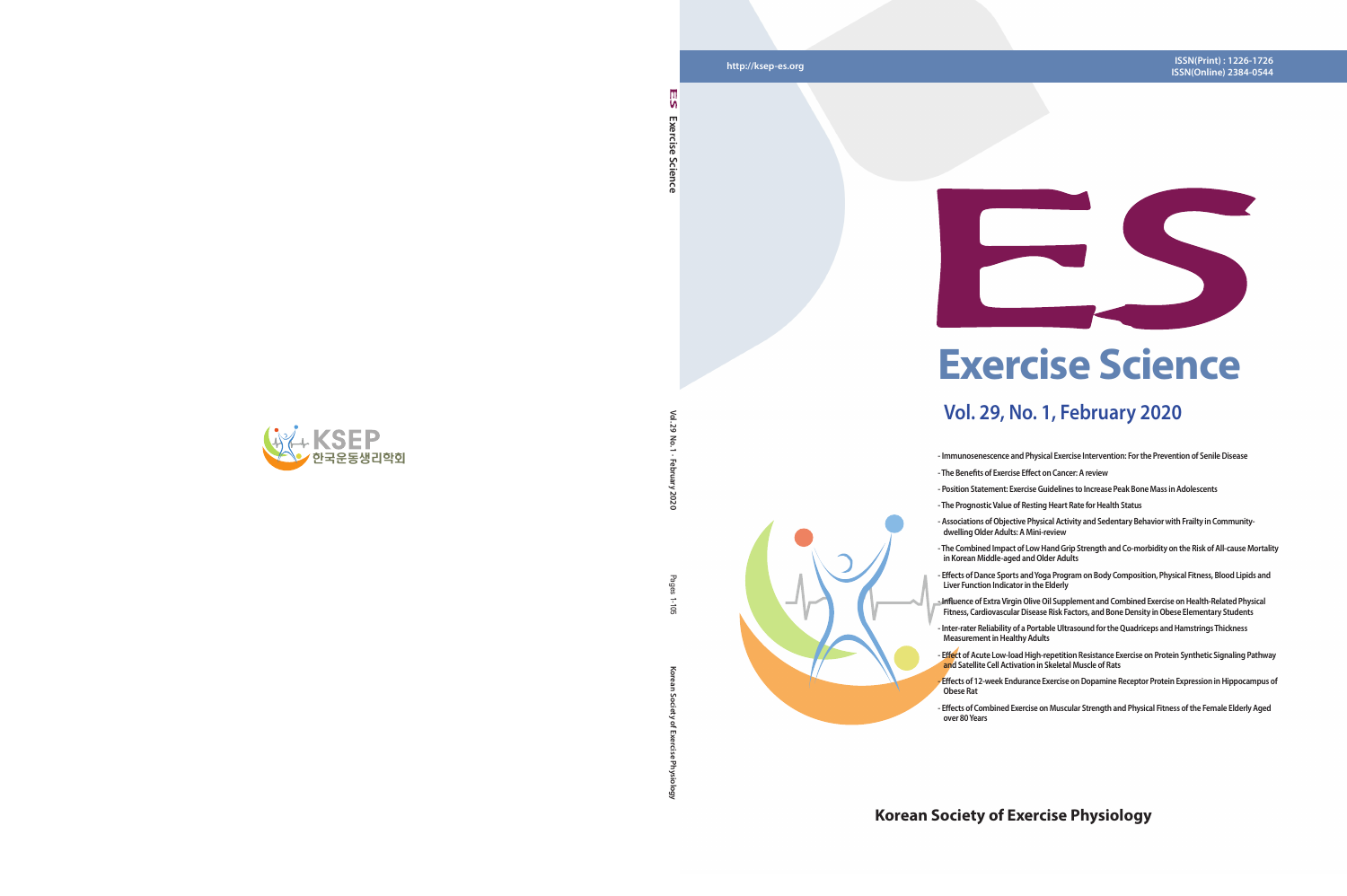http://ksep-es.org

ISSN(Print) : 1226-1726
ISSN(Online) 2384-0544

# ES

# Exercise Science

## Vol. 29, No. 1, February 2020

- Immunosenescence and Physical Exercise Intervention: For the Prevention of Senile Disease
- The Benefits of Exercise Effect on Cancer: A review
- Position Statement: Exercise Guidelines to Increase Peak Bone Mass in Adolescents
- The Prognostic Value of Resting Heart Rate for Health Status
- Associations of Objective Physical Activity and Sedentary Behavior with Frailty in Community-dwelling Older Adults: A Mini-review
- The Combined Impact of Low Hand Grip Strength and Co-morbidity on the Risk of All-cause Mortality in Korean Middle-aged and Older Adults
- Effects of Dance Sports and Yoga Program on Body Composition, Physical Fitness, Blood Lipids and Liver Function Indicator in the Elderly
- Influence of Extra Virgin Olive Oil Supplement and Combined Exercise on Health-Related Physical Fitness, Cardiovascular Disease Risk Factors, and Bone Density in Obese Elementary Students
- Inter-rater Reliability of a Portable Ultrasound for the Quadriceps and Hamstrings Thickness Measurement in Healthy Adults
- Effect of Acute Low-load High-repetition Resistance Exercise on Protein Synthetic Signaling Pathway and Satellite Cell Activation in Skeletal Muscle of Rats
- Effects of 12-week Endurance Exercise on Dopamine Receptor Protein Expression in Hippocampus of Obese Rat
- Effects of Combined Exercise on Muscular Strength and Physical Fitness of the Female Elderly Aged over 80 Years

**Korean Society of Exercise Physiology**

ES Exercise Science　Vol. 29 No. 1 · February 2020　Pages 1-105　Korean Society of Exercise Physiology

KSEP 한국운동생리학회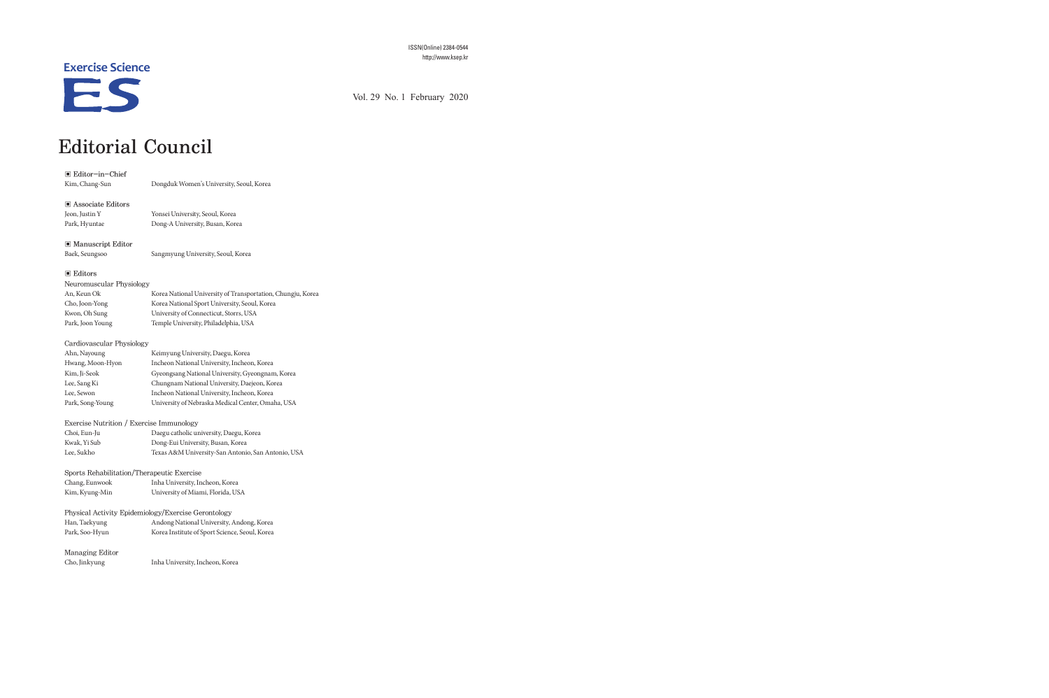ISSN(Online) 2384-0544
http://www.ksep.kr

Exercise Science

ES

Vol. 29 No. 1 February 2020

# Editorial Council

▣ Editor-in-Chief

| | |
|---|---|
| Kim, Chang-Sun | Dongduk Women's University, Seoul, Korea |

▣ Associate Editors

| | |
|---|---|
| Jeon, Justin Y | Yonsei University, Seoul, Korea |
| Park, Hyuntae | Dong-A University, Busan, Korea |

▣ Manuscript Editor

| | |
|---|---|
| Baek, Seungsoo | Sangmyung University, Seoul, Korea |

▣ Editors

Neuromuscular Physiology

| | |
|---|---|
| An, Keun Ok | Korea National University of Transportation, Chungju, Korea |
| Cho, Joon-Yong | Korea National Sport University, Seoul, Korea |
| Kwon, Oh Sung | University of Connecticut, Storrs, USA |
| Park, Joon Young | Temple University, Philadelphia, USA |

Cardiovascular Physiology

| | |
|---|---|
| Ahn, Nayoung | Keimyung University, Daegu, Korea |
| Hwang, Moon-Hyon | Incheon National University, Incheon, Korea |
| Kim, Ji-Seok | Gyeongsang National University, Gyeongnam, Korea |
| Lee, Sang Ki | Chungnam National University, Daejeon, Korea |
| Lee, Sewon | Incheon National University, Incheon, Korea |
| Park, Song-Young | University of Nebraska Medical Center, Omaha, USA |

Exercise Nutrition / Exercise Immunology

| | |
|---|---|
| Choi, Eun-Ju | Daegu catholic university, Daegu, Korea |
| Kwak, Yi Sub | Dong-Eui University, Busan, Korea |
| Lee, Sukho | Texas A&M University-San Antonio, San Antonio, USA |

Sports Rehabilitation/Therapeutic Exercise

| | |
|---|---|
| Chang, Eunwook | Inha University, Incheon, Korea |
| Kim, Kyung-Min | University of Miami, Florida, USA |

Physical Activity Epidemiology/Exercise Gerontology

| | |
|---|---|
| Han, Taekyung | Andong National University, Andong, Korea |
| Park, Soo-Hyun | Korea Institute of Sport Science, Seoul, Korea |

Managing Editor

| | |
|---|---|
| Cho, Jinkyung | Inha University, Incheon, Korea |